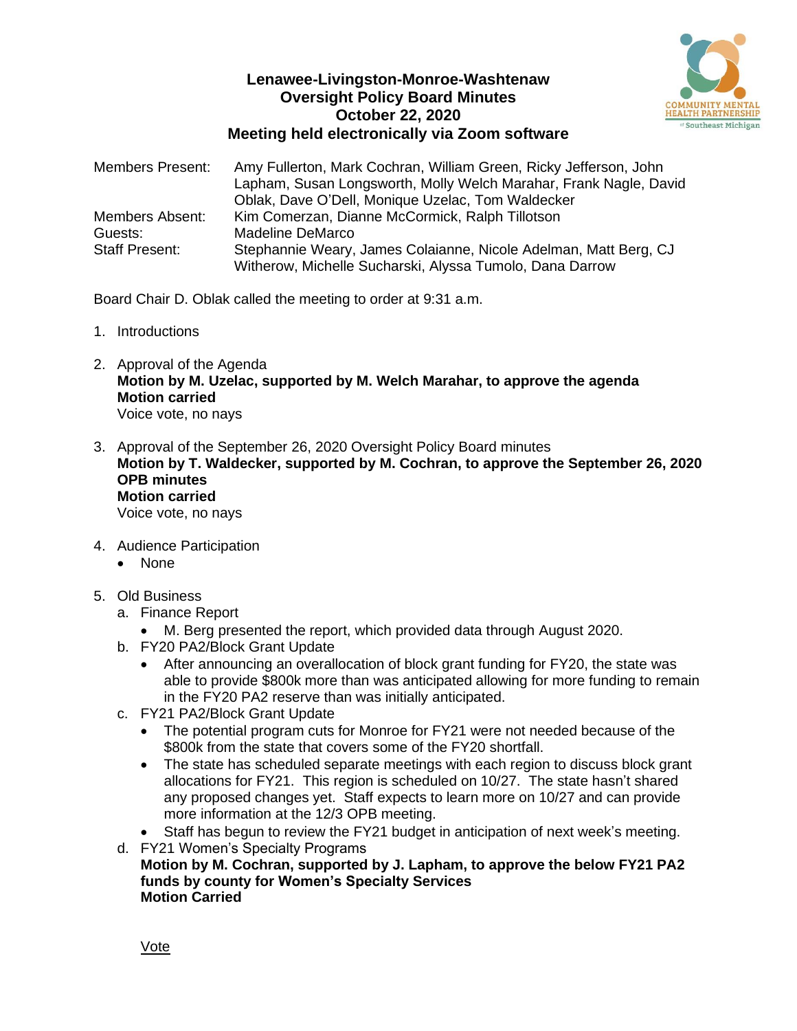# Lenawee-Livingston-Monroe-Washtenaw Oversight Policy Board Minutes
## October 22, 2020
## Meeting held electronically via Zoom software

Members Present: Amy Fullerton, Mark Cochran, William Green, Ricky Jefferson, John Lapham, Susan Longsworth, Molly Welch Marahar, Frank Nagle, David Oblak, Dave O'Dell, Monique Uzelac, Tom Waldecker

Members Absent: Kim Comerzan, Dianne McCormick, Ralph Tillotson

Guests: Madeline DeMarco

Staff Present: Stephannie Weary, James Colaianne, Nicole Adelman, Matt Berg, CJ Witherow, Michelle Sucharski, Alyssa Tumolo, Dana Darrow

Board Chair D. Oblak called the meeting to order at 9:31 a.m.

1. Introductions
2. Approval of the Agenda
   **Motion by M. Uzelac, supported by M. Welch Marahar, to approve the agenda**
   **Motion carried**
   Voice vote, no nays
3. Approval of the September 26, 2020 Oversight Policy Board minutes
   **Motion by T. Waldecker, supported by M. Cochran, to approve the September 26, 2020 OPB minutes**
   **Motion carried**
   Voice vote, no nays
4. Audience Participation
   - None
5. Old Business
   a. Finance Report
      - M. Berg presented the report, which provided data through August 2020.

   b. FY20 PA2/Block Grant Update
      - After announcing an overallocation of block grant funding for FY20, the state was able to provide $800k more than was anticipated allowing for more funding to remain in the FY20 PA2 reserve than was initially anticipated.

   c. FY21 PA2/Block Grant Update
      - The potential program cuts for Monroe for FY21 were not needed because of the $800k from the state that covers some of the FY20 shortfall.
      - The state has scheduled separate meetings with each region to discuss block grant allocations for FY21. This region is scheduled on 10/27. The state hasn't shared any proposed changes yet. Staff expects to learn more on 10/27 and can provide more information at the 12/3 OPB meeting.
      - Staff has begun to review the FY21 budget in anticipation of next week's meeting.

   d. FY21 Women's Specialty Programs
      **Motion by M. Cochran, supported by J. Lapham, to approve the below FY21 PA2 funds by county for Women's Specialty Services**
      **Motion Carried**

      <u>Vote</u>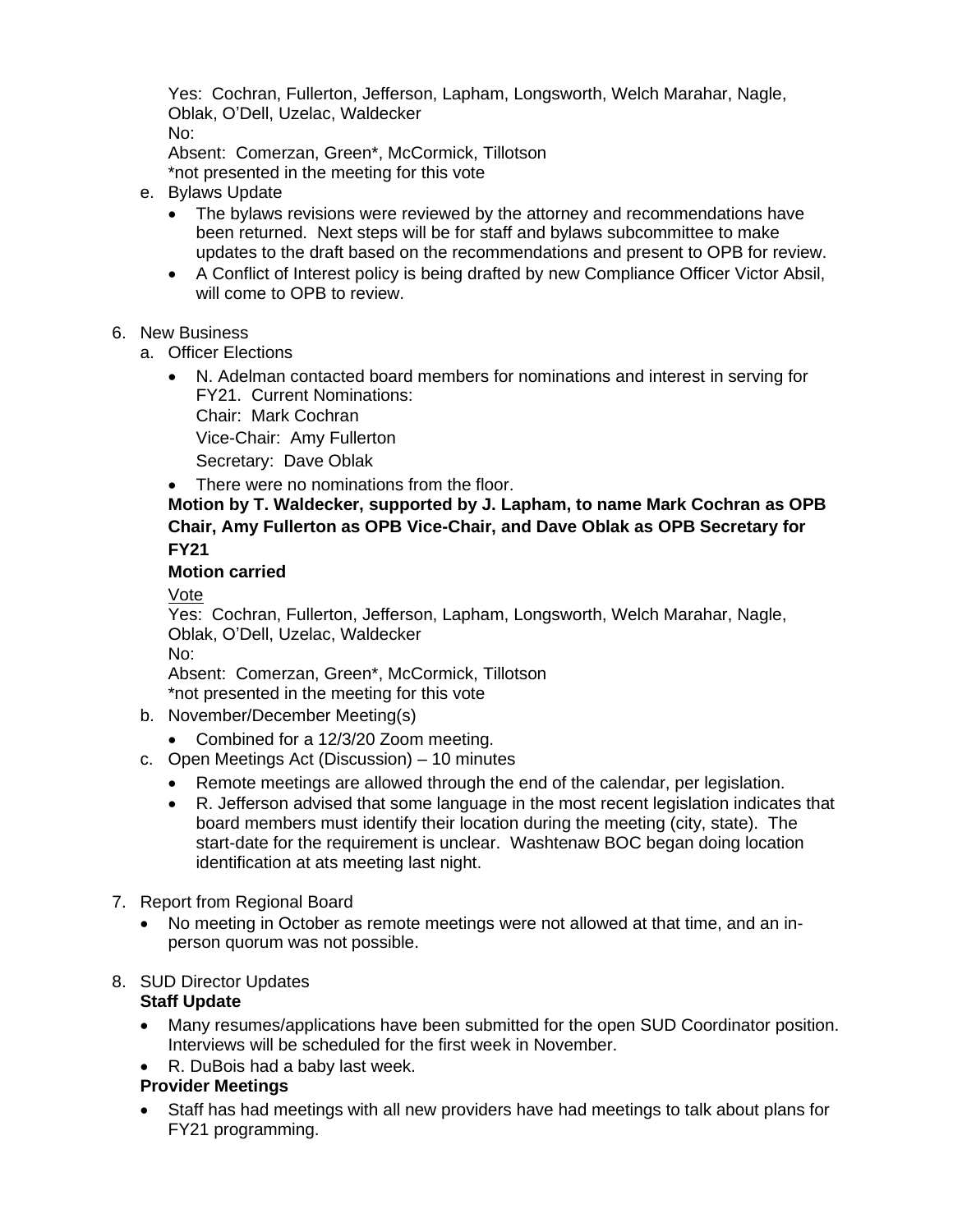Yes: Cochran, Fullerton, Jefferson, Lapham, Longsworth, Welch Marahar, Nagle, Oblak, O'Dell, Uzelac, Waldecker
No:
Absent: Comerzan, Green*, McCormick, Tillotson
*not presented in the meeting for this vote

e. Bylaws Update
   - The bylaws revisions were reviewed by the attorney and recommendations have been returned. Next steps will be for staff and bylaws subcommittee to make updates to the draft based on the recommendations and present to OPB for review.
   - A Conflict of Interest policy is being drafted by new Compliance Officer Victor Absil, will come to OPB to review.

6. New Business
   a. Officer Elections
      - N. Adelman contacted board members for nominations and interest in serving for FY21. Current Nominations:
        Chair: Mark Cochran
        Vice-Chair: Amy Fullerton
        Secretary: Dave Oblak
      - There were no nominations from the floor.

      **Motion by T. Waldecker, supported by J. Lapham, to name Mark Cochran as OPB Chair, Amy Fullerton as OPB Vice-Chair, and Dave Oblak as OPB Secretary for FY21**

      **Motion carried**

      Vote
      Yes: Cochran, Fullerton, Jefferson, Lapham, Longsworth, Welch Marahar, Nagle, Oblak, O'Dell, Uzelac, Waldecker
      No:
      Absent: Comerzan, Green*, McCormick, Tillotson
      *not presented in the meeting for this vote

   b. November/December Meeting(s)
      - Combined for a 12/3/20 Zoom meeting.
   c. Open Meetings Act (Discussion) – 10 minutes
      - Remote meetings are allowed through the end of the calendar, per legislation.
      - R. Jefferson advised that some language in the most recent legislation indicates that board members must identify their location during the meeting (city, state). The start-date for the requirement is unclear. Washtenaw BOC began doing location identification at ats meeting last night.

7. Report from Regional Board
   - No meeting in October as remote meetings were not allowed at that time, and an in-person quorum was not possible.

8. SUD Director Updates

   **Staff Update**
   - Many resumes/applications have been submitted for the open SUD Coordinator position. Interviews will be scheduled for the first week in November.
   - R. DuBois had a baby last week.

   **Provider Meetings**
   - Staff has had meetings with all new providers have had meetings to talk about plans for FY21 programming.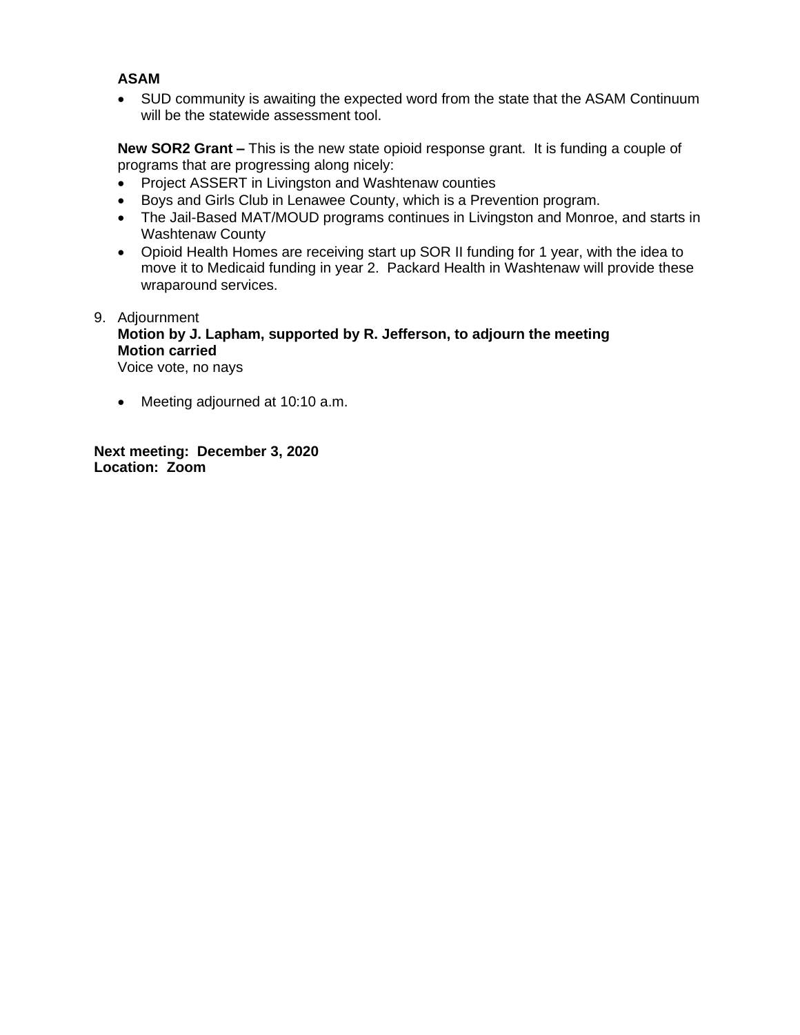**ASAM**

- SUD community is awaiting the expected word from the state that the ASAM Continuum will be the statewide assessment tool.

**New SOR2 Grant –** This is the new state opioid response grant. It is funding a couple of programs that are progressing along nicely:

- Project ASSERT in Livingston and Washtenaw counties
- Boys and Girls Club in Lenawee County, which is a Prevention program.
- The Jail-Based MAT/MOUD programs continues in Livingston and Monroe, and starts in Washtenaw County
- Opioid Health Homes are receiving start up SOR II funding for 1 year, with the idea to move it to Medicaid funding in year 2. Packard Health in Washtenaw will provide these wraparound services.

9. Adjournment
   **Motion by J. Lapham, supported by R. Jefferson, to adjourn the meeting**
   **Motion carried**
   Voice vote, no nays

   - Meeting adjourned at 10:10 a.m.

**Next meeting: December 3, 2020**
**Location: Zoom**